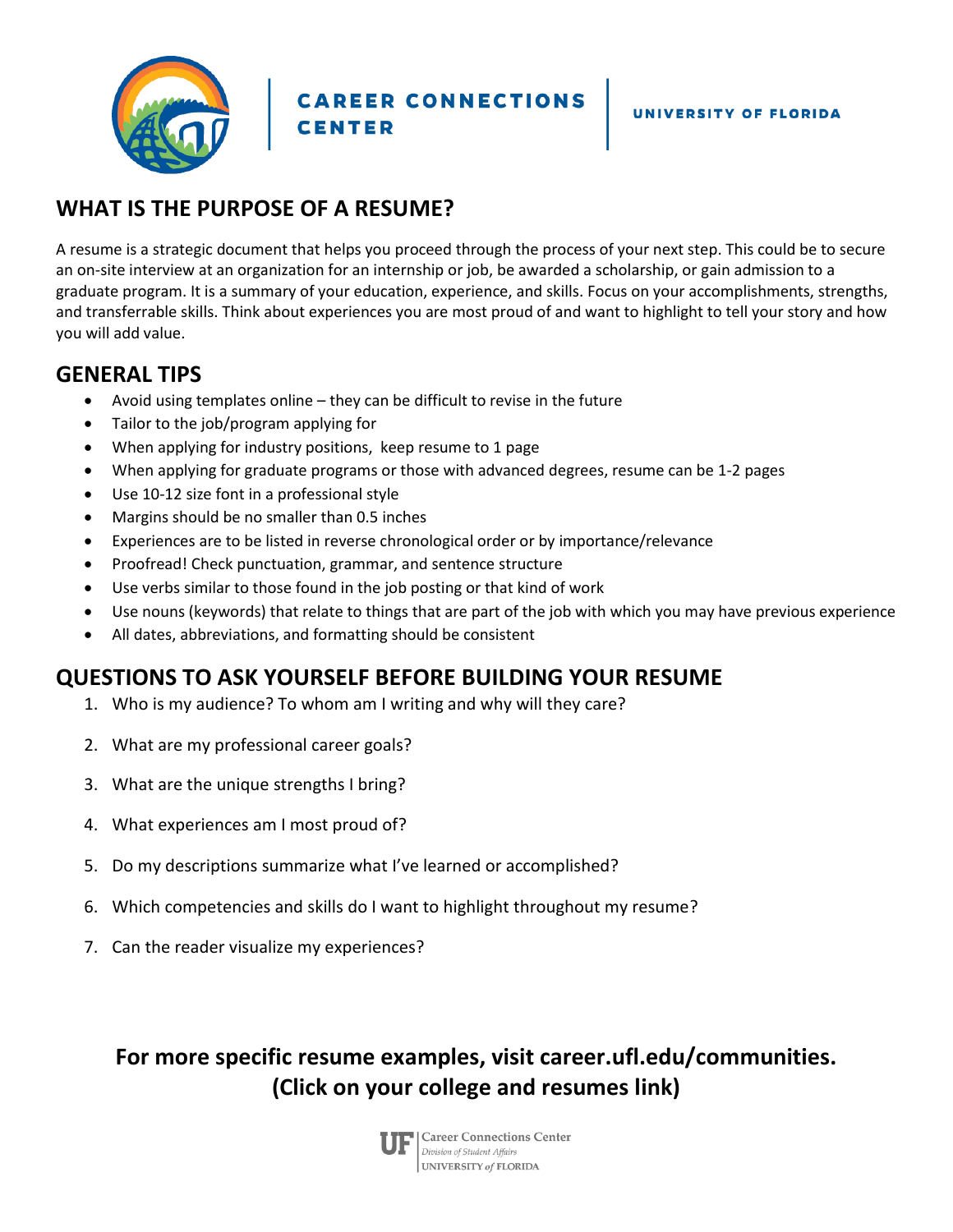CAREER CONNECTIONS CENTER

UNIVERSITY OF FLORIDA

## WHAT IS THE PURPOSE OF A RESUME?

A resume is a strategic document that helps you proceed through the process of your next step. This could be to secure an on-site interview at an organization for an internship or job, be awarded a scholarship, or gain admission to a graduate program. It is a summary of your education, experience, and skills. Focus on your accomplishments, strengths, and transferrable skills. Think about experiences you are most proud of and want to highlight to tell your story and how you will add value.

## GENERAL TIPS

- Avoid using templates online – they can be difficult to revise in the future
- Tailor to the job/program applying for
- When applying for industry positions, keep resume to 1 page
- When applying for graduate programs or those with advanced degrees, resume can be 1-2 pages
- Use 10-12 size font in a professional style
- Margins should be no smaller than 0.5 inches
- Experiences are to be listed in reverse chronological order or by importance/relevance
- Proofread! Check punctuation, grammar, and sentence structure
- Use verbs similar to those found in the job posting or that kind of work
- Use nouns (keywords) that relate to things that are part of the job with which you may have previous experience
- All dates, abbreviations, and formatting should be consistent

## QUESTIONS TO ASK YOURSELF BEFORE BUILDING YOUR RESUME

1. Who is my audience? To whom am I writing and why will they care?
2. What are my professional career goals?
3. What are the unique strengths I bring?
4. What experiences am I most proud of?
5. Do my descriptions summarize what I've learned or accomplished?
6. Which competencies and skills do I want to highlight throughout my resume?
7. Can the reader visualize my experiences?

**For more specific resume examples, visit career.ufl.edu/communities. (Click on your college and resumes link)**

UF | Career Connections Center
*Division of Student Affairs*
UNIVERSITY *of* FLORIDA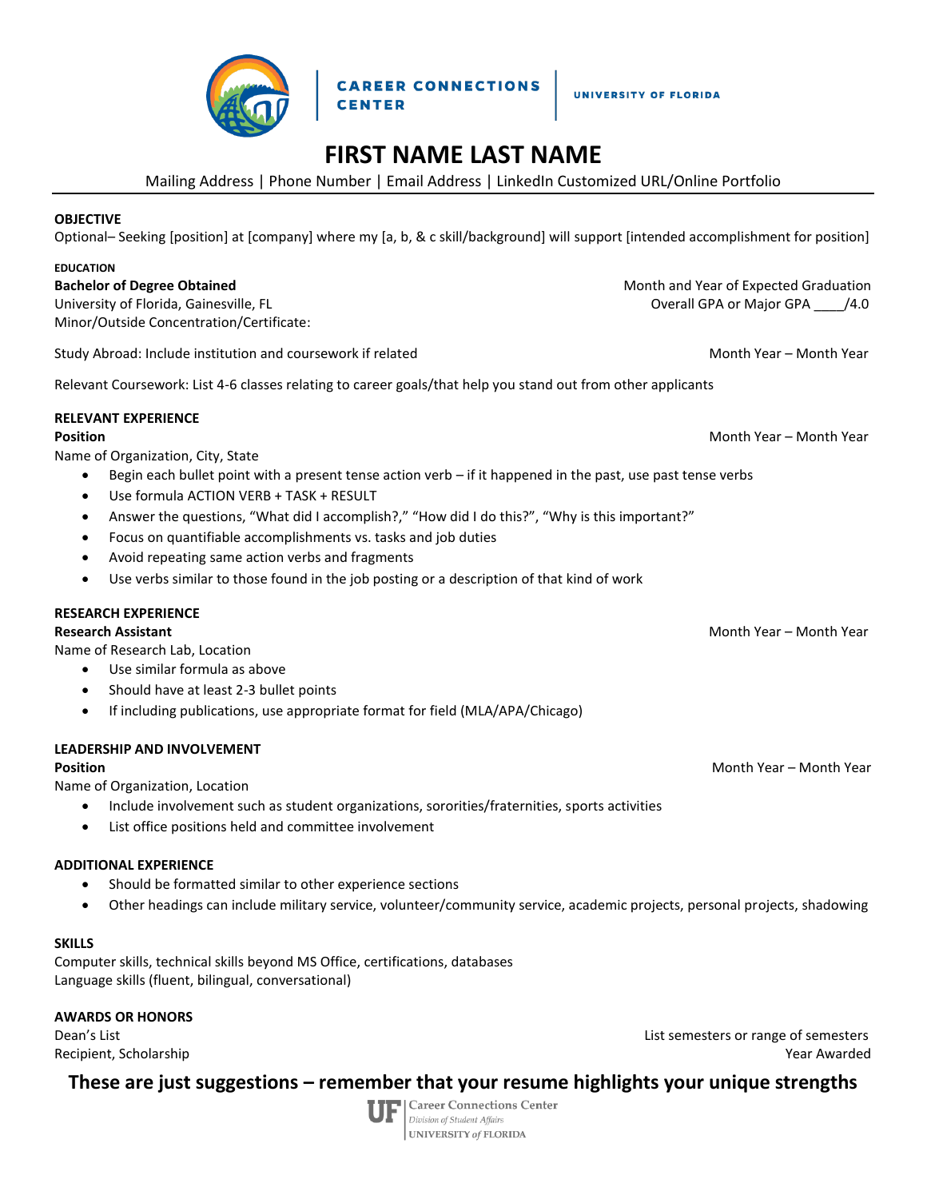CAREER CONNECTIONS CENTER | UNIVERSITY OF FLORIDA

# FIRST NAME LAST NAME

Mailing Address | Phone Number | Email Address | LinkedIn Customized URL/Online Portfolio

**OBJECTIVE**

Optional– Seeking [position] at [company] where my [a, b, & c skill/background] will support [intended accomplishment for position]

**EDUCATION**

**Bachelor of Degree Obtained** — Month and Year of Expected Graduation
University of Florida, Gainesville, FL — Overall GPA or Major GPA ____/4.0
Minor/Outside Concentration/Certificate:

Study Abroad: Include institution and coursework if related — Month Year – Month Year

Relevant Coursework: List 4-6 classes relating to career goals/that help you stand out from other applicants

**RELEVANT EXPERIENCE**

**Position** — Month Year – Month Year
Name of Organization, City, State

- Begin each bullet point with a present tense action verb – if it happened in the past, use past tense verbs
- Use formula ACTION VERB + TASK + RESULT
- Answer the questions, "What did I accomplish?," "How did I do this?", "Why is this important?"
- Focus on quantifiable accomplishments vs. tasks and job duties
- Avoid repeating same action verbs and fragments
- Use verbs similar to those found in the job posting or a description of that kind of work

**RESEARCH EXPERIENCE**

**Research Assistant** — Month Year – Month Year
Name of Research Lab, Location

- Use similar formula as above
- Should have at least 2-3 bullet points
- If including publications, use appropriate format for field (MLA/APA/Chicago)

**LEADERSHIP AND INVOLVEMENT**

**Position** — Month Year – Month Year
Name of Organization, Location

- Include involvement such as student organizations, sororities/fraternities, sports activities
- List office positions held and committee involvement

**ADDITIONAL EXPERIENCE**

- Should be formatted similar to other experience sections
- Other headings can include military service, volunteer/community service, academic projects, personal projects, shadowing

**SKILLS**

Computer skills, technical skills beyond MS Office, certifications, databases
Language skills (fluent, bilingual, conversational)

**AWARDS OR HONORS**

Dean's List — List semesters or range of semesters
Recipient, Scholarship — Year Awarded

**These are just suggestions – remember that your resume highlights your unique strengths**

UF | Career Connections Center
Division of Student Affairs
UNIVERSITY of FLORIDA